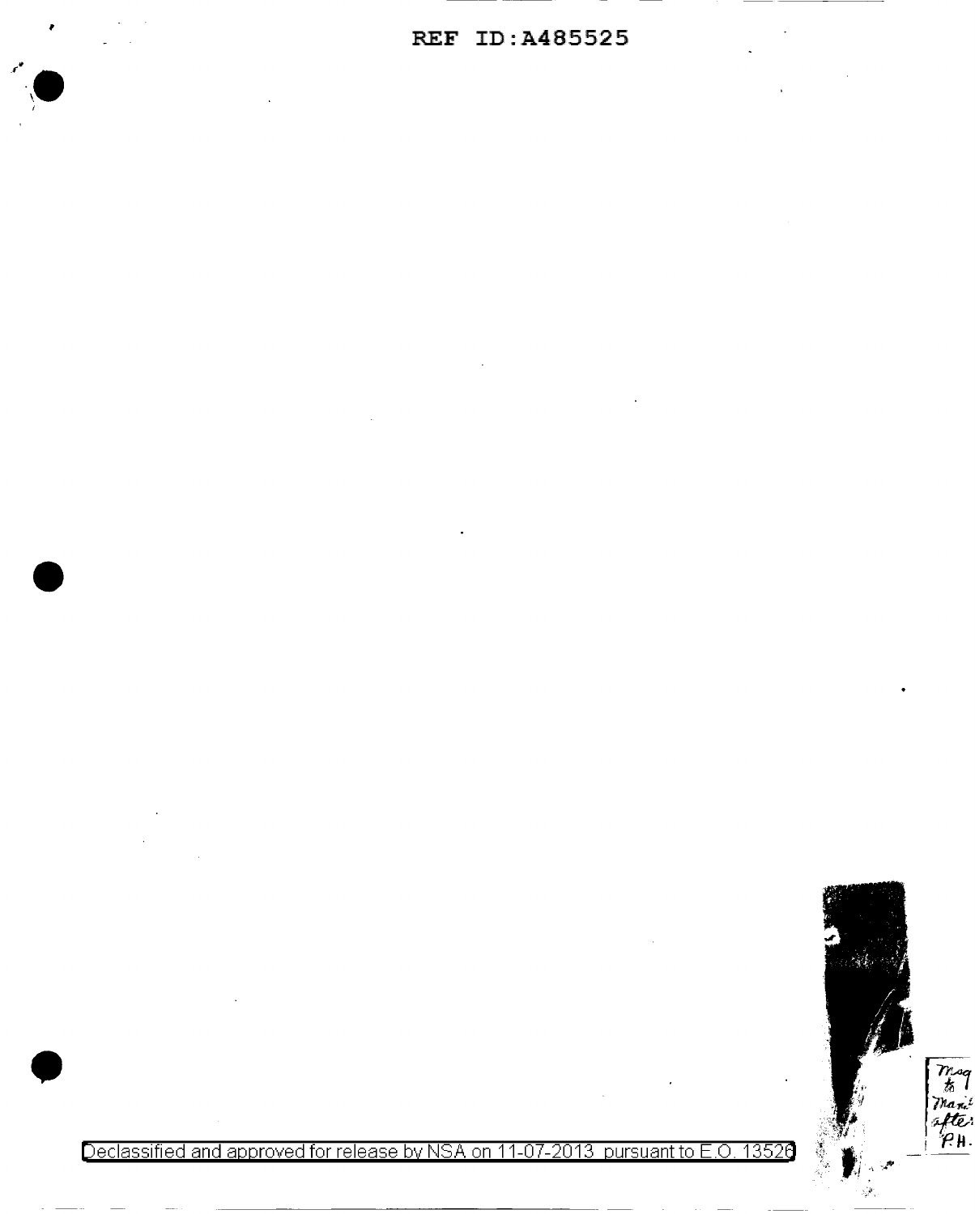REF ID:A485525

Declassified and approved for release by NSA on 11-07-2013 pursuant to E.O. 13526

Msg to Mar... after P.H.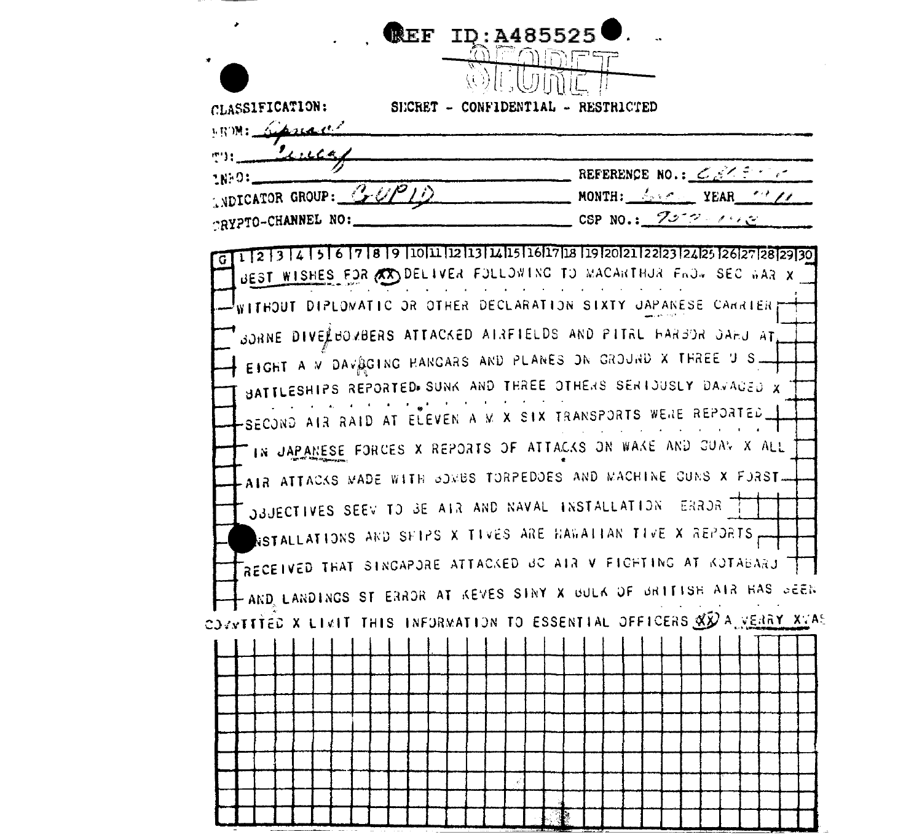REF ID:A485525

~~SECRET~~

CLASSIFICATION: SECRET - CONFIDENTIAL - RESTRICTED

FROM: Opnav

TO: Cincaf

INFO:

REFERENCE NO.:

INDICATOR GROUP: GUPLD

MONTH: Dec YEAR 41

CRYPTO-CHANNEL NO:

CSP NO.:

BEST WISHES FOR (XX) DELIVER FOLLOWING TO MACARTHUR FROM SEC WAR X WITHOUT DIPLOMATIC OR OTHER DECLARATION SIXTY JAPANESE CARRIER BORNE DIVEBOMBERS ATTACKED AIRFIELDS AND PITRL HARBOR OAHU AT EIGHT A M DAMAGING HANGARS AND PLANES ON GROUND X THREE U S BATTLESHIPS REPORTED SUNK AND THREE OTHERS SERIOUSLY DAMAGED X SECOND AIR RAID AT ELEVEN A M X SIX TRANSPORTS WERE REPORTED IN JAPANESE FORCES X REPORTS OF ATTACKS ON WAKE AND GUAM X ALL AIR ATTACKS MADE WITH BOMBS TORPEDOES AND MACHINE GUNS X FORST OBJECTIVES SEEM TO BE AIR AND NAVAL INSTALLATION ERROR INSTALLATIONS AND SHIPS X TIVES ARE HAWAIIAN TIVE X REPORTS RECEIVED THAT SINGAPORE ATTACKED BC AIR V FIGHTING AT KOTABARU AND LANDINGS ST ERROR AT KEVES SINY X BULK OF BRITISH AIR HAS BEEN COMMITTED X LIMIT THIS INFORMATION TO ESSENTIAL OFFICERS (XX) A MERRY XMAS